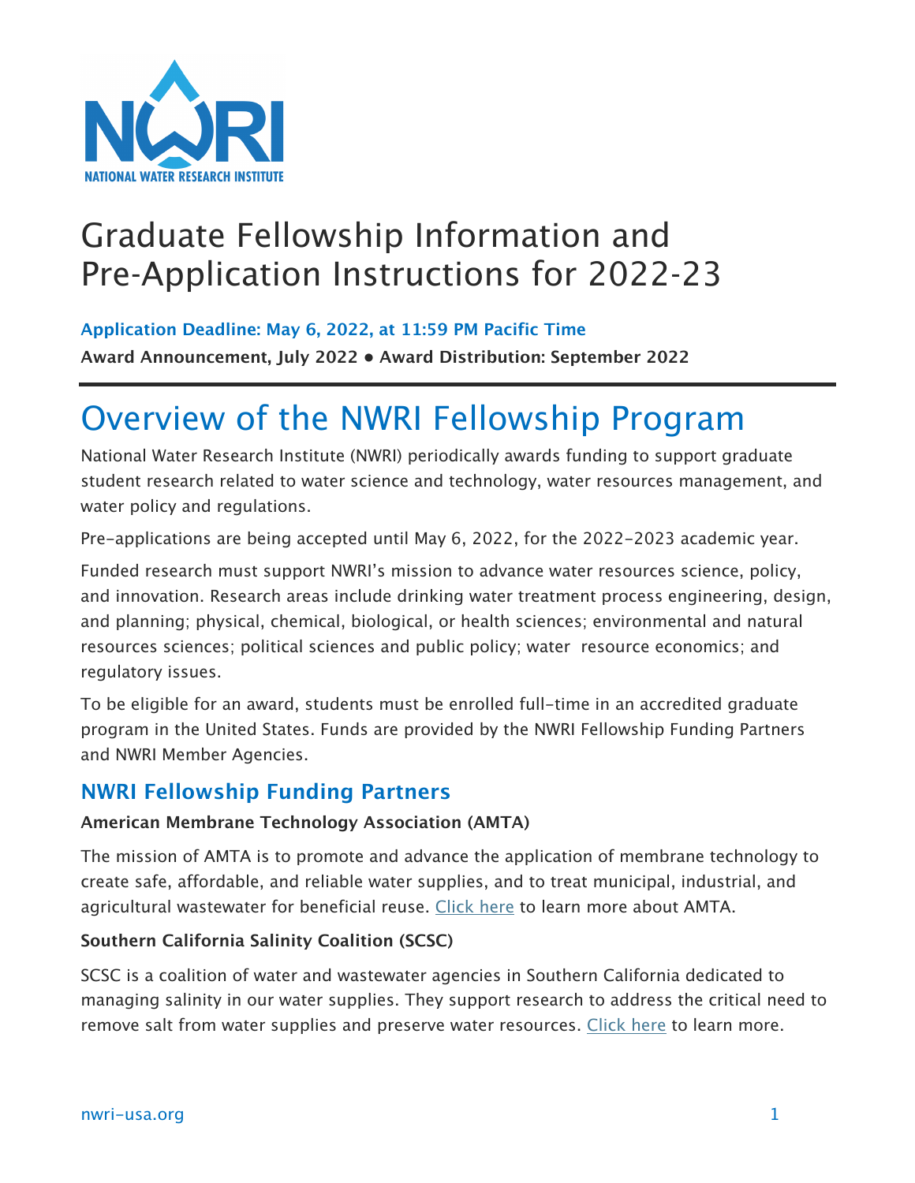# Graduate Fellowship Information and Pre-Application Instructions for 2022-23

**Application Deadline: May 6, 2022, at 11:59 PM Pacific Time**

**Award Announcement, July 2022 ● Award Distribution: September 2022**

# Overview of the NWRI Fellowship Program

National Water Research Institute (NWRI) periodically awards funding to support graduate student research related to water science and technology, water resources management, and water policy and regulations.

Pre-applications are being accepted until May 6, 2022, for the 2022-2023 academic year.

Funded research must support NWRI's mission to advance water resources science, policy, and innovation. Research areas include drinking water treatment process engineering, design, and planning; physical, chemical, biological, or health sciences; environmental and natural resources sciences; political sciences and public policy; water resource economics; and regulatory issues.

To be eligible for an award, students must be enrolled full-time in an accredited graduate program in the United States. Funds are provided by the NWRI Fellowship Funding Partners and NWRI Member Agencies.

## NWRI Fellowship Funding Partners

**American Membrane Technology Association (AMTA)**

The mission of AMTA is to promote and advance the application of membrane technology to create safe, affordable, and reliable water supplies, and to treat municipal, industrial, and agricultural wastewater for beneficial reuse. Click here to learn more about AMTA.

**Southern California Salinity Coalition (SCSC)**

SCSC is a coalition of water and wastewater agencies in Southern California dedicated to managing salinity in our water supplies. They support research to address the critical need to remove salt from water supplies and preserve water resources. Click here to learn more.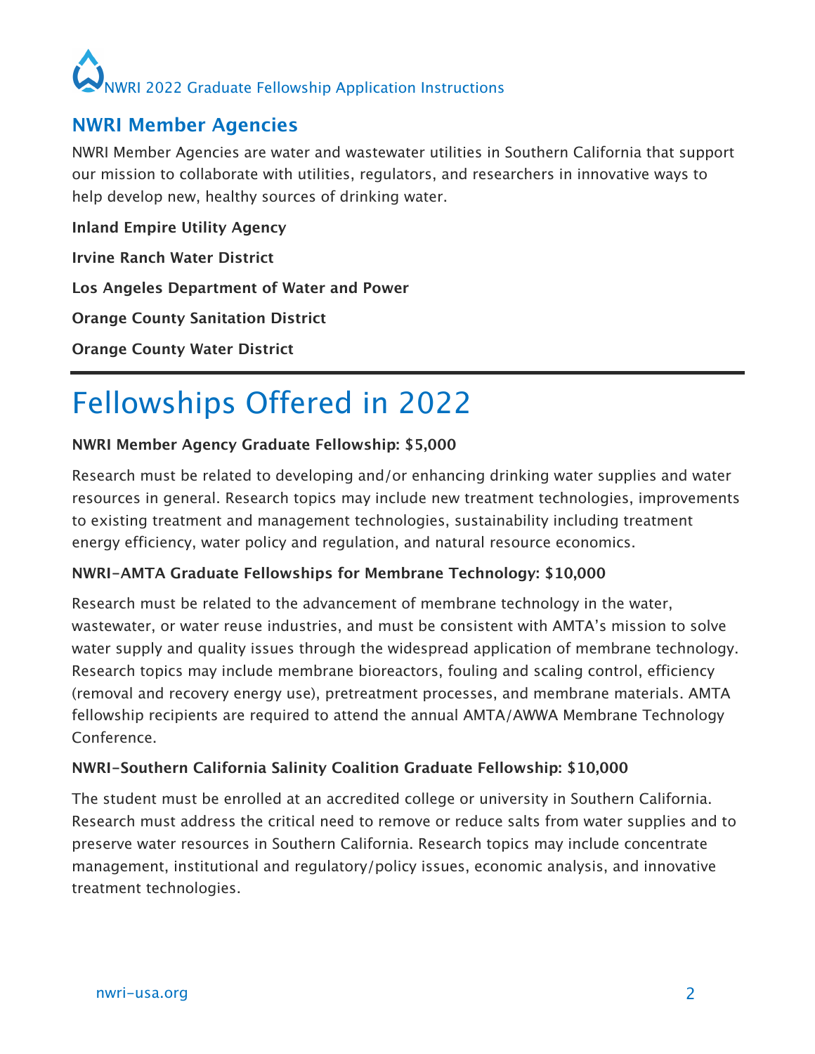## NWRI Member Agencies

NWRI Member Agencies are water and wastewater utilities in Southern California that support our mission to collaborate with utilities, regulators, and researchers in innovative ways to help develop new, healthy sources of drinking water.

**Inland Empire Utility Agency**

**Irvine Ranch Water District**

**Los Angeles Department of Water and Power**

**Orange County Sanitation District**

**Orange County Water District**

---

# Fellowships Offered in 2022

**NWRI Member Agency Graduate Fellowship: $5,000**

Research must be related to developing and/or enhancing drinking water supplies and water resources in general. Research topics may include new treatment technologies, improvements to existing treatment and management technologies, sustainability including treatment energy efficiency, water policy and regulation, and natural resource economics.

**NWRI-AMTA Graduate Fellowships for Membrane Technology: $10,000**

Research must be related to the advancement of membrane technology in the water, wastewater, or water reuse industries, and must be consistent with AMTA's mission to solve water supply and quality issues through the widespread application of membrane technology. Research topics may include membrane bioreactors, fouling and scaling control, efficiency (removal and recovery energy use), pretreatment processes, and membrane materials. AMTA fellowship recipients are required to attend the annual AMTA/AWWA Membrane Technology Conference.

**NWRI-Southern California Salinity Coalition Graduate Fellowship: $10,000**

The student must be enrolled at an accredited college or university in Southern California. Research must address the critical need to remove or reduce salts from water supplies and to preserve water resources in Southern California. Research topics may include concentrate management, institutional and regulatory/policy issues, economic analysis, and innovative treatment technologies.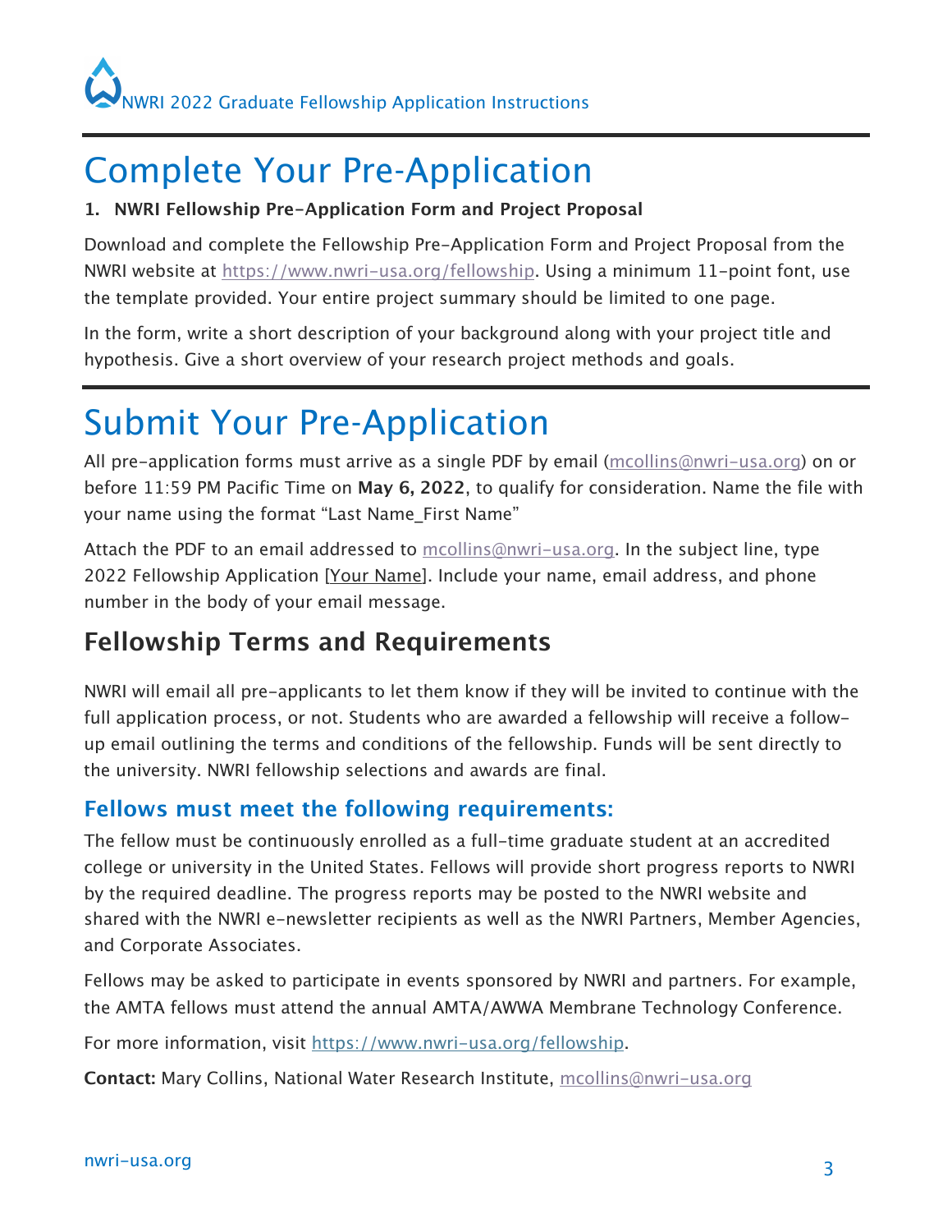# Complete Your Pre-Application

1. **NWRI Fellowship Pre-Application Form and Project Proposal**

Download and complete the Fellowship Pre-Application Form and Project Proposal from the NWRI website at https://www.nwri-usa.org/fellowship. Using a minimum 11-point font, use the template provided. Your entire project summary should be limited to one page.

In the form, write a short description of your background along with your project title and hypothesis. Give a short overview of your research project methods and goals.

# Submit Your Pre-Application

All pre-application forms must arrive as a single PDF by email (mcollins@nwri-usa.org) on or before 11:59 PM Pacific Time on **May 6, 2022**, to qualify for consideration. Name the file with your name using the format "Last Name_First Name"

Attach the PDF to an email addressed to mcollins@nwri-usa.org. In the subject line, type 2022 Fellowship Application [Your Name]. Include your name, email address, and phone number in the body of your email message.

## Fellowship Terms and Requirements

NWRI will email all pre-applicants to let them know if they will be invited to continue with the full application process, or not. Students who are awarded a fellowship will receive a follow-up email outlining the terms and conditions of the fellowship. Funds will be sent directly to the university. NWRI fellowship selections and awards are final.

### Fellows must meet the following requirements:

The fellow must be continuously enrolled as a full-time graduate student at an accredited college or university in the United States. Fellows will provide short progress reports to NWRI by the required deadline. The progress reports may be posted to the NWRI website and shared with the NWRI e-newsletter recipients as well as the NWRI Partners, Member Agencies, and Corporate Associates.

Fellows may be asked to participate in events sponsored by NWRI and partners. For example, the AMTA fellows must attend the annual AMTA/AWWA Membrane Technology Conference.

For more information, visit https://www.nwri-usa.org/fellowship.

**Contact:** Mary Collins, National Water Research Institute, mcollins@nwri-usa.org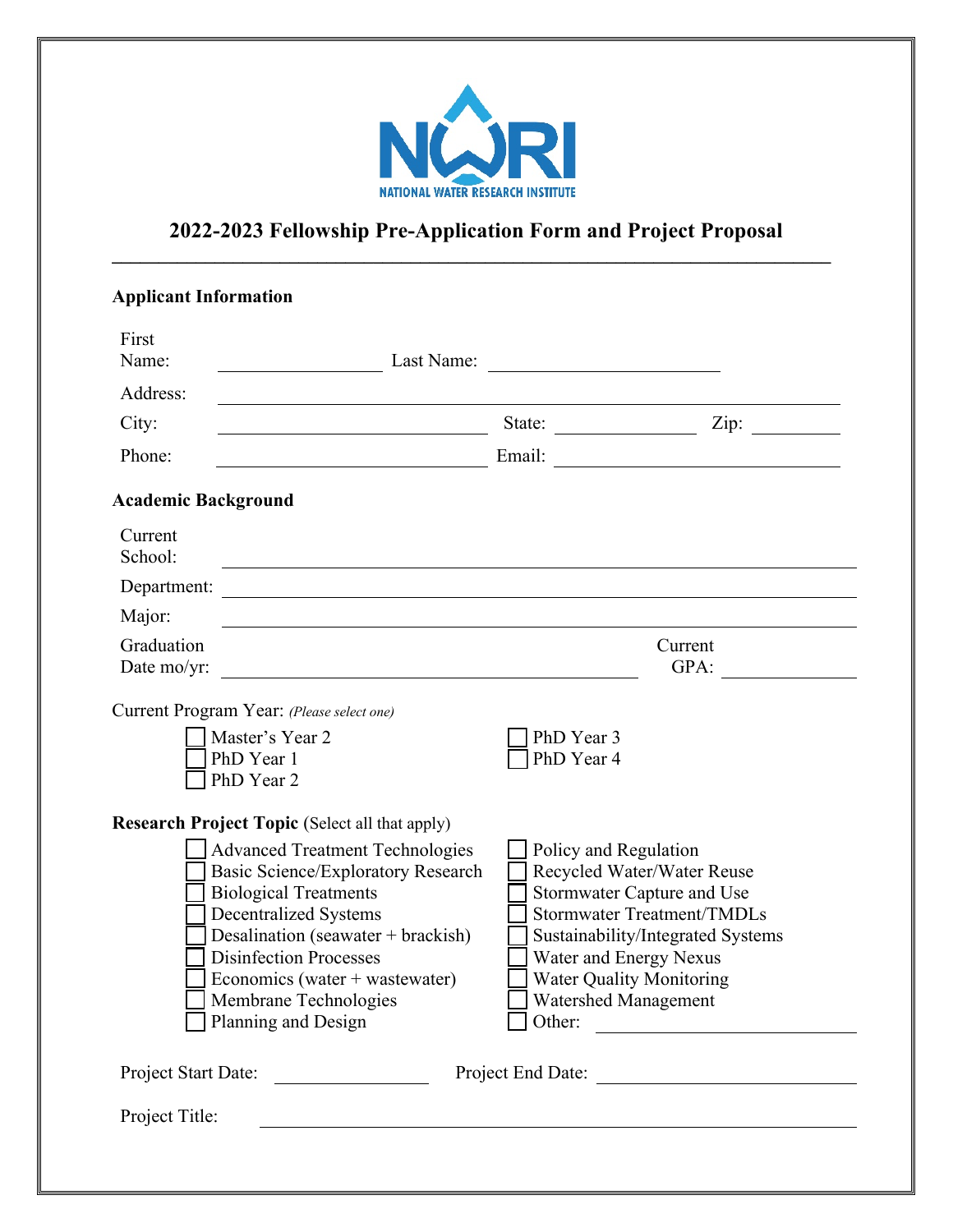NWRI

NATIONAL WATER RESEARCH INSTITUTE

# 2022-2023 Fellowship Pre-Application Form and Project Proposal

---

### Applicant Information

First Name: ________________ Last Name: ____________________

Address: ____________________________________________

City: ____________________ State: ______________ Zip: _________

Phone: ____________________ Email: ________________________

### Academic Background

Current School: ____________________________________________

Department: ____________________________________________

Major: ____________________________________________

Graduation Date mo/yr: ______________________________ Current GPA: __________

Current Program Year: *(Please select one)*

- ☐ Master's Year 2
- ☐ PhD Year 1
- ☐ PhD Year 2
- ☐ PhD Year 3
- ☐ PhD Year 4

**Research Project Topic** (Select all that apply)

- ☐ Advanced Treatment Technologies
- ☐ Basic Science/Exploratory Research
- ☐ Biological Treatments
- ☐ Decentralized Systems
- ☐ Desalination (seawater + brackish)
- ☐ Disinfection Processes
- ☐ Economics (water + wastewater)
- ☐ Membrane Technologies
- ☐ Planning and Design
- ☐ Policy and Regulation
- ☐ Recycled Water/Water Reuse
- ☐ Stormwater Capture and Use
- ☐ Stormwater Treatment/TMDLs
- ☐ Sustainability/Integrated Systems
- ☐ Water and Energy Nexus
- ☐ Water Quality Monitoring
- ☐ Watershed Management
- ☐ Other: ____________________

Project Start Date: ______________ Project End Date: ____________________

Project Title: ____________________________________________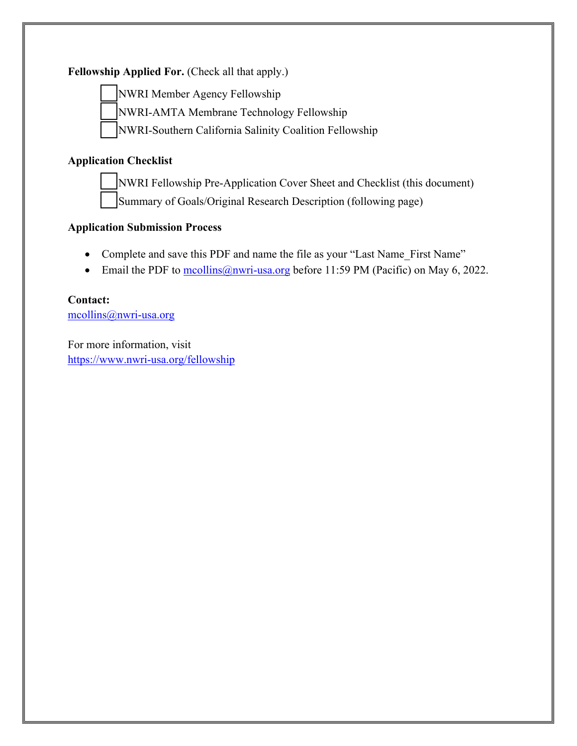**Fellowship Applied For.** (Check all that apply.)

- [ ] NWRI Member Agency Fellowship
- [ ] NWRI-AMTA Membrane Technology Fellowship
- [ ] NWRI-Southern California Salinity Coalition Fellowship

**Application Checklist**

- [ ] NWRI Fellowship Pre-Application Cover Sheet and Checklist (this document)
- [ ] Summary of Goals/Original Research Description (following page)

**Application Submission Process**

- Complete and save this PDF and name the file as your "Last Name_First Name"
- Email the PDF to mcollins@nwri-usa.org before 11:59 PM (Pacific) on May 6, 2022.

**Contact:**
mcollins@nwri-usa.org

For more information, visit
https://www.nwri-usa.org/fellowship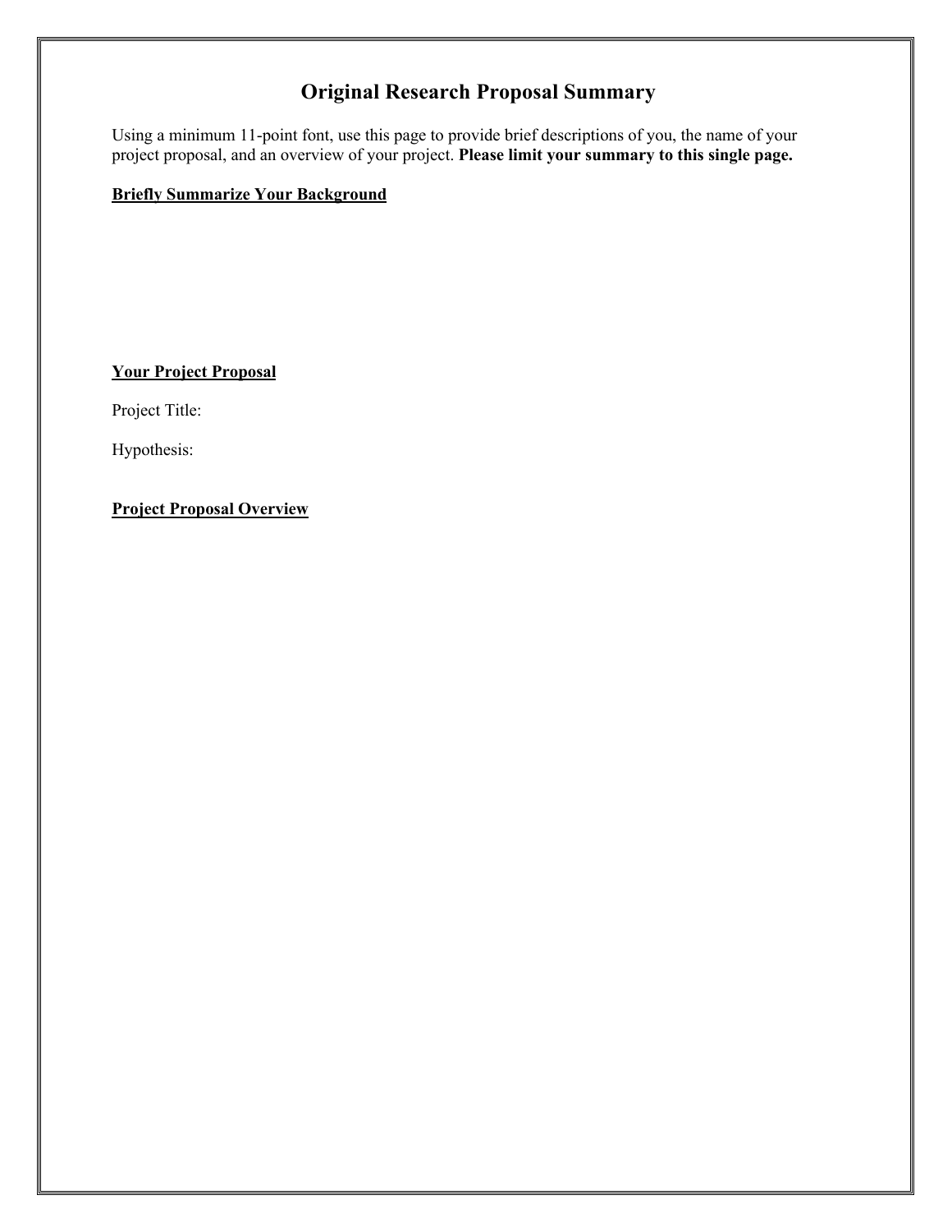# Original Research Proposal Summary

Using a minimum 11-point font, use this page to provide brief descriptions of you, the name of your project proposal, and an overview of your project. **Please limit your summary to this single page.**

**Briefly Summarize Your Background**

**Your Project Proposal**

Project Title:

Hypothesis:

**Project Proposal Overview**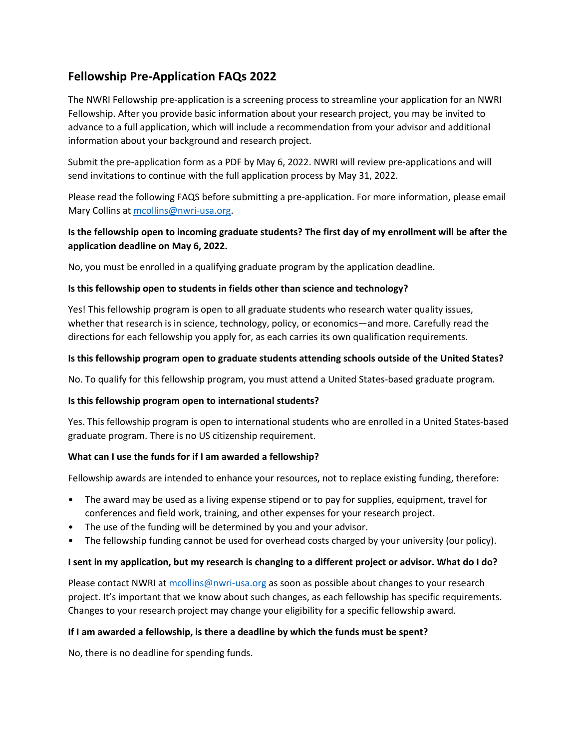## Fellowship Pre-Application FAQs 2022

The NWRI Fellowship pre-application is a screening process to streamline your application for an NWRI Fellowship. After you provide basic information about your research project, you may be invited to advance to a full application, which will include a recommendation from your advisor and additional information about your background and research project.

Submit the pre-application form as a PDF by May 6, 2022. NWRI will review pre-applications and will send invitations to continue with the full application process by May 31, 2022.

Please read the following FAQS before submitting a pre-application. For more information, please email Mary Collins at mcollins@nwri-usa.org.

**Is the fellowship open to incoming graduate students? The first day of my enrollment will be after the application deadline on May 6, 2022.**

No, you must be enrolled in a qualifying graduate program by the application deadline.

**Is this fellowship open to students in fields other than science and technology?**

Yes! This fellowship program is open to all graduate students who research water quality issues, whether that research is in science, technology, policy, or economics—and more. Carefully read the directions for each fellowship you apply for, as each carries its own qualification requirements.

**Is this fellowship program open to graduate students attending schools outside of the United States?**

No. To qualify for this fellowship program, you must attend a United States-based graduate program.

**Is this fellowship program open to international students?**

Yes. This fellowship program is open to international students who are enrolled in a United States-based graduate program. There is no US citizenship requirement.

**What can I use the funds for if I am awarded a fellowship?**

Fellowship awards are intended to enhance your resources, not to replace existing funding, therefore:

- The award may be used as a living expense stipend or to pay for supplies, equipment, travel for conferences and field work, training, and other expenses for your research project.
- The use of the funding will be determined by you and your advisor.
- The fellowship funding cannot be used for overhead costs charged by your university (our policy).

**I sent in my application, but my research is changing to a different project or advisor. What do I do?**

Please contact NWRI at mcollins@nwri-usa.org as soon as possible about changes to your research project. It's important that we know about such changes, as each fellowship has specific requirements. Changes to your research project may change your eligibility for a specific fellowship award.

**If I am awarded a fellowship, is there a deadline by which the funds must be spent?**

No, there is no deadline for spending funds.